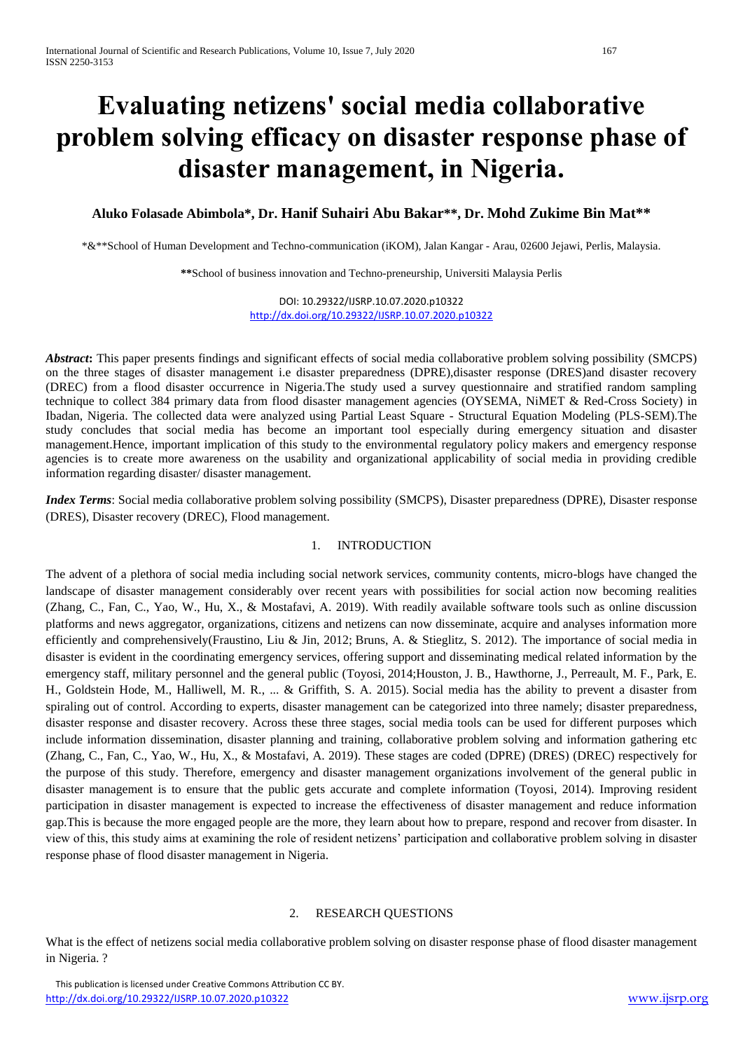# Evaluating netizens' social media collaborative problem solving efficacy on disaster response phase of disaster management, in Nigeria.

**Aluko Folasade Abimbola\*, Dr. Hanif Suhairi Abu Bakar\*\*, Dr. Mohd Zukime Bin Mat\*\***

\*&\*\*School of Human Development and Techno-communication (iKOM), Jalan Kangar - Arau, 02600 Jejawi, Perlis, Malaysia.

**\*\***School of business innovation and Techno-preneurship, Universiti Malaysia Perlis

DOI: 10.29322/IJSRP.10.07.2020.p10322
http://dx.doi.org/10.29322/IJSRP.10.07.2020.p10322

***Abstract*:** This paper presents findings and significant effects of social media collaborative problem solving possibility (SMCPS) on the three stages of disaster management i.e disaster preparedness (DPRE),disaster response (DRES)and disaster recovery (DREC) from a flood disaster occurrence in Nigeria.The study used a survey questionnaire and stratified random sampling technique to collect 384 primary data from flood disaster management agencies (OYSEMA, NiMET & Red-Cross Society) in Ibadan, Nigeria. The collected data were analyzed using Partial Least Square - Structural Equation Modeling (PLS-SEM).The study concludes that social media has become an important tool especially during emergency situation and disaster management.Hence, important implication of this study to the environmental regulatory policy makers and emergency response agencies is to create more awareness on the usability and organizational applicability of social media in providing credible information regarding disaster/ disaster management.

***Index Terms***: Social media collaborative problem solving possibility (SMCPS), Disaster preparedness (DPRE), Disaster response (DRES), Disaster recovery (DREC), Flood management.

## 1. INTRODUCTION

The advent of a plethora of social media including social network services, community contents, micro-blogs have changed the landscape of disaster management considerably over recent years with possibilities for social action now becoming realities (Zhang, C., Fan, C., Yao, W., Hu, X., & Mostafavi, A. 2019). With readily available software tools such as online discussion platforms and news aggregator, organizations, citizens and netizens can now disseminate, acquire and analyses information more efficiently and comprehensively(Fraustino, Liu & Jin, 2012; Bruns, A. & Stieglitz, S. 2012). The importance of social media in disaster is evident in the coordinating emergency services, offering support and disseminating medical related information by the emergency staff, military personnel and the general public (Toyosi, 2014;Houston, J. B., Hawthorne, J., Perreault, M. F., Park, E. H., Goldstein Hode, M., Halliwell, M. R., ... & Griffith, S. A. 2015). Social media has the ability to prevent a disaster from spiraling out of control. According to experts, disaster management can be categorized into three namely; disaster preparedness, disaster response and disaster recovery. Across these three stages, social media tools can be used for different purposes which include information dissemination, disaster planning and training, collaborative problem solving and information gathering etc (Zhang, C., Fan, C., Yao, W., Hu, X., & Mostafavi, A. 2019). These stages are coded (DPRE) (DRES) (DREC) respectively for the purpose of this study. Therefore, emergency and disaster management organizations involvement of the general public in disaster management is to ensure that the public gets accurate and complete information (Toyosi, 2014). Improving resident participation in disaster management is expected to increase the effectiveness of disaster management and reduce information gap.This is because the more engaged people are the more, they learn about how to prepare, respond and recover from disaster. In view of this, this study aims at examining the role of resident netizens' participation and collaborative problem solving in disaster response phase of flood disaster management in Nigeria.

## 2. RESEARCH QUESTIONS

What is the effect of netizens social media collaborative problem solving on disaster response phase of flood disaster management in Nigeria. ?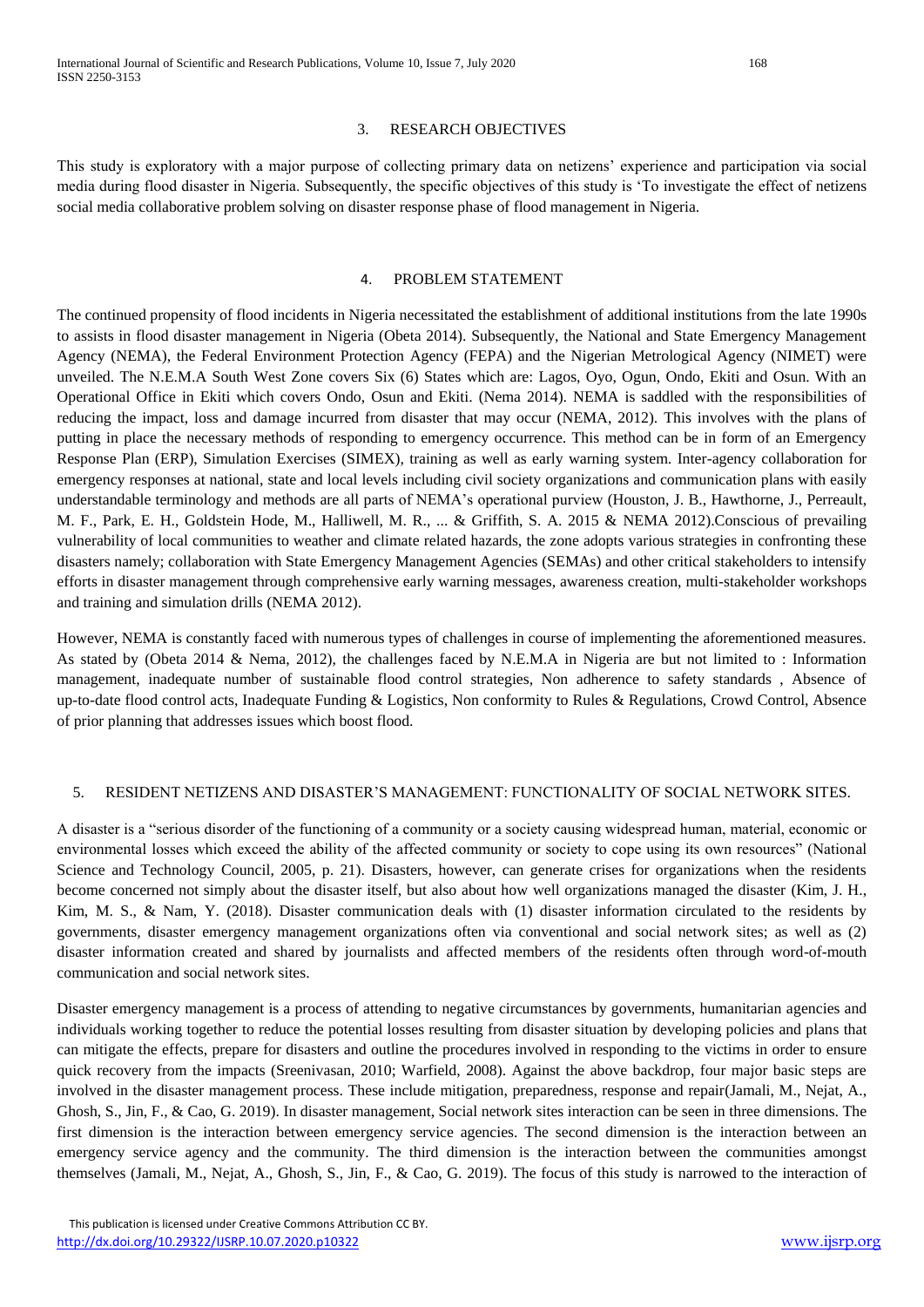## 3. RESEARCH OBJECTIVES

This study is exploratory with a major purpose of collecting primary data on netizens' experience and participation via social media during flood disaster in Nigeria. Subsequently, the specific objectives of this study is 'To investigate the effect of netizens social media collaborative problem solving on disaster response phase of flood management in Nigeria.

## 4. PROBLEM STATEMENT

The continued propensity of flood incidents in Nigeria necessitated the establishment of additional institutions from the late 1990s to assists in flood disaster management in Nigeria (Obeta 2014). Subsequently, the National and State Emergency Management Agency (NEMA), the Federal Environment Protection Agency (FEPA) and the Nigerian Metrological Agency (NIMET) were unveiled. The N.E.M.A South West Zone covers Six (6) States which are: Lagos, Oyo, Ogun, Ondo, Ekiti and Osun. With an Operational Office in Ekiti which covers Ondo, Osun and Ekiti. (Nema 2014). NEMA is saddled with the responsibilities of reducing the impact, loss and damage incurred from disaster that may occur (NEMA, 2012). This involves with the plans of putting in place the necessary methods of responding to emergency occurrence. This method can be in form of an Emergency Response Plan (ERP), Simulation Exercises (SIMEX), training as well as early warning system. Inter-agency collaboration for emergency responses at national, state and local levels including civil society organizations and communication plans with easily understandable terminology and methods are all parts of NEMA's operational purview (Houston, J. B., Hawthorne, J., Perreault, M. F., Park, E. H., Goldstein Hode, M., Halliwell, M. R., ... & Griffith, S. A. 2015 & NEMA 2012).Conscious of prevailing vulnerability of local communities to weather and climate related hazards, the zone adopts various strategies in confronting these disasters namely; collaboration with State Emergency Management Agencies (SEMAs) and other critical stakeholders to intensify efforts in disaster management through comprehensive early warning messages, awareness creation, multi-stakeholder workshops and training and simulation drills (NEMA 2012).

However, NEMA is constantly faced with numerous types of challenges in course of implementing the aforementioned measures. As stated by (Obeta 2014 & Nema, 2012), the challenges faced by N.E.M.A in Nigeria are but not limited to : Information management, inadequate number of sustainable flood control strategies, Non adherence to safety standards , Absence of up-to-date flood control acts, Inadequate Funding & Logistics, Non conformity to Rules & Regulations, Crowd Control, Absence of prior planning that addresses issues which boost flood.

## 5. RESIDENT NETIZENS AND DISASTER'S MANAGEMENT: FUNCTIONALITY OF SOCIAL NETWORK SITES.

A disaster is a "serious disorder of the functioning of a community or a society causing widespread human, material, economic or environmental losses which exceed the ability of the affected community or society to cope using its own resources" (National Science and Technology Council, 2005, p. 21). Disasters, however, can generate crises for organizations when the residents become concerned not simply about the disaster itself, but also about how well organizations managed the disaster (Kim, J. H., Kim, M. S., & Nam, Y. (2018). Disaster communication deals with (1) disaster information circulated to the residents by governments, disaster emergency management organizations often via conventional and social network sites; as well as (2) disaster information created and shared by journalists and affected members of the residents often through word-of-mouth communication and social network sites.

Disaster emergency management is a process of attending to negative circumstances by governments, humanitarian agencies and individuals working together to reduce the potential losses resulting from disaster situation by developing policies and plans that can mitigate the effects, prepare for disasters and outline the procedures involved in responding to the victims in order to ensure quick recovery from the impacts (Sreenivasan, 2010; Warfield, 2008). Against the above backdrop, four major basic steps are involved in the disaster management process. These include mitigation, preparedness, response and repair(Jamali, M., Nejat, A., Ghosh, S., Jin, F., & Cao, G. 2019). In disaster management, Social network sites interaction can be seen in three dimensions. The first dimension is the interaction between emergency service agencies. The second dimension is the interaction between an emergency service agency and the community. The third dimension is the interaction between the communities amongst themselves (Jamali, M., Nejat, A., Ghosh, S., Jin, F., & Cao, G. 2019). The focus of this study is narrowed to the interaction of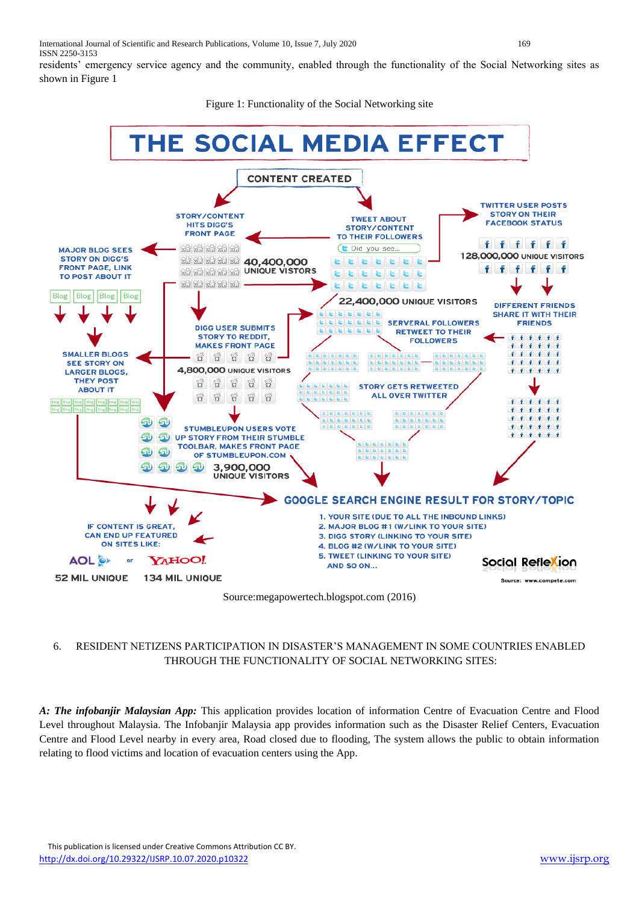residents' emergency service agency and the community, enabled through the functionality of the Social Networking sites as shown in Figure 1

Figure 1: Functionality of the Social Networking site

Source:megapowertech.blogspot.com (2016)

## 6. RESIDENT NETIZENS PARTICIPATION IN DISASTER'S MANAGEMENT IN SOME COUNTRIES ENABLED THROUGH THE FUNCTIONALITY OF SOCIAL NETWORKING SITES:

***A: The infobanjir Malaysian App:*** This application provides location of information Centre of Evacuation Centre and Flood Level throughout Malaysia. The Infobanjir Malaysia app provides information such as the Disaster Relief Centers, Evacuation Centre and Flood Level nearby in every area, Road closed due to flooding, The system allows the public to obtain information relating to flood victims and location of evacuation centers using the App.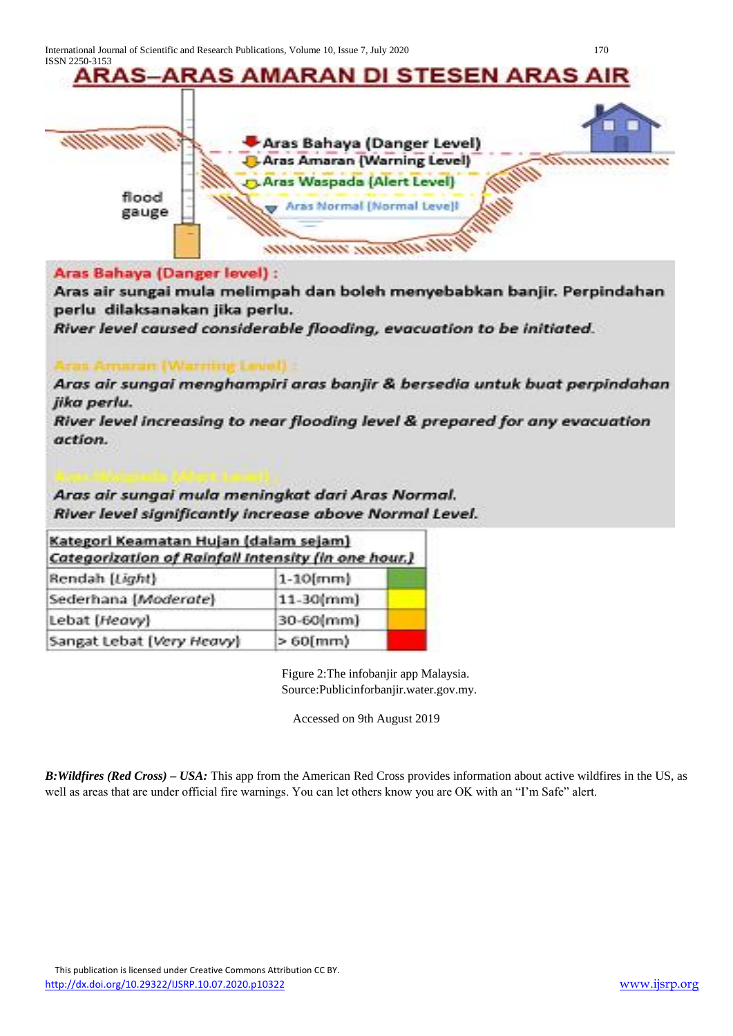## ARAS–ARAS AMARAN DI STESEN ARAS AIR

flood gauge

- Aras Bahaya (Danger Level)
- Aras Amaran (Warning Level)
- Aras Waspada (Alert Level)
- Aras Normal (Normal Level)

**Aras Bahaya (Danger level) :**

**Aras air sungai mula melimpah dan boleh menyebabkan banjir. Perpindahan perlu dilaksanakan jika perlu.**

***River level caused considerable flooding, evacuation to be initiated.***

**Aras Amaran (Warning Level) :**

***Aras air sungai menghampiri aras banjir & bersedia untuk buat perpindahan jika perlu.***

***River level increasing to near flooding level & prepared for any evacuation action.***

**Aras Waspada (Alert Level) :**

***Aras air sungai mula meningkat dari Aras Normal.***

***River level significantly increase above Normal Level.***

| Kategori Keamatan Hujan (dalam sejam) *Categorization of Rainfall Intensity (in one hour)* | | |
|---|---|---|
| Rendah (*Light*) | 1-10(mm) | |
| Sederhana (*Moderate*) | 11-30(mm) | |
| Lebat (*Heavy*) | 30-60(mm) | |
| Sangat Lebat (*Very Heavy*) | > 60(mm) | |

Figure 2:The infobanjir app Malaysia.
Source:Publicinforbanjir.water.gov.my.

Accessed on 9th August 2019

***B:Wildfires (Red Cross) – USA:*** This app from the American Red Cross provides information about active wildfires in the US, as well as areas that are under official fire warnings. You can let others know you are OK with an "I'm Safe" alert.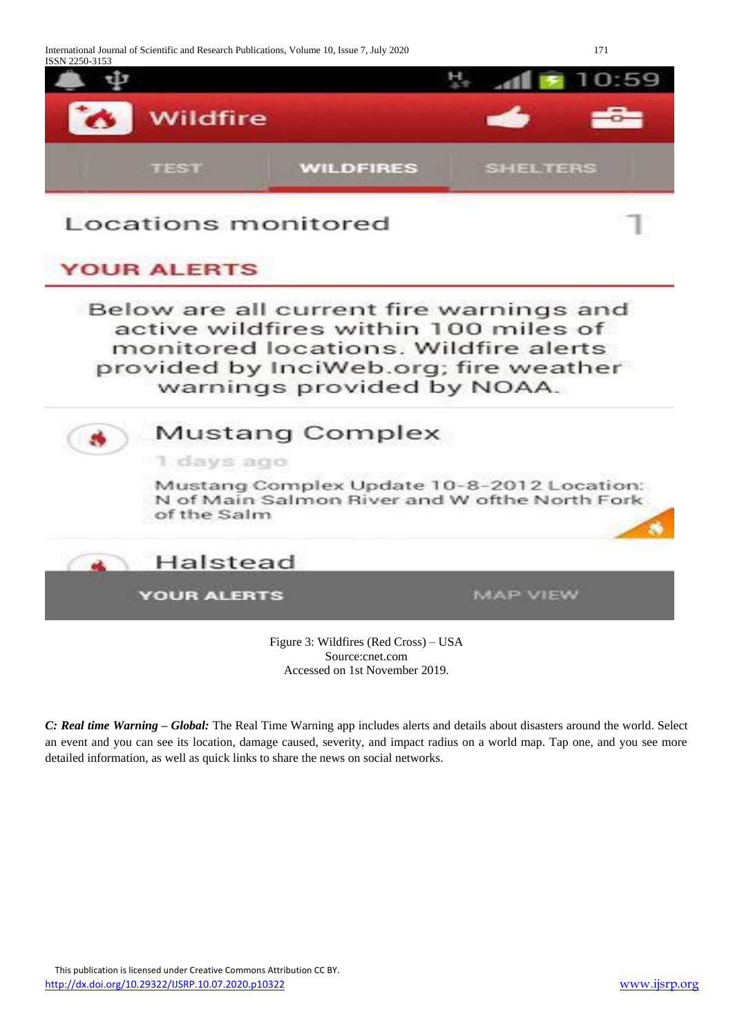Figure 3: Wildfires (Red Cross) – USA
Source:cnet.com
Accessed on 1st November 2019.

***C: Real time Warning – Global:*** The Real Time Warning app includes alerts and details about disasters around the world. Select an event and you can see its location, damage caused, severity, and impact radius on a world map. Tap one, and you see more detailed information, as well as quick links to share the news on social networks.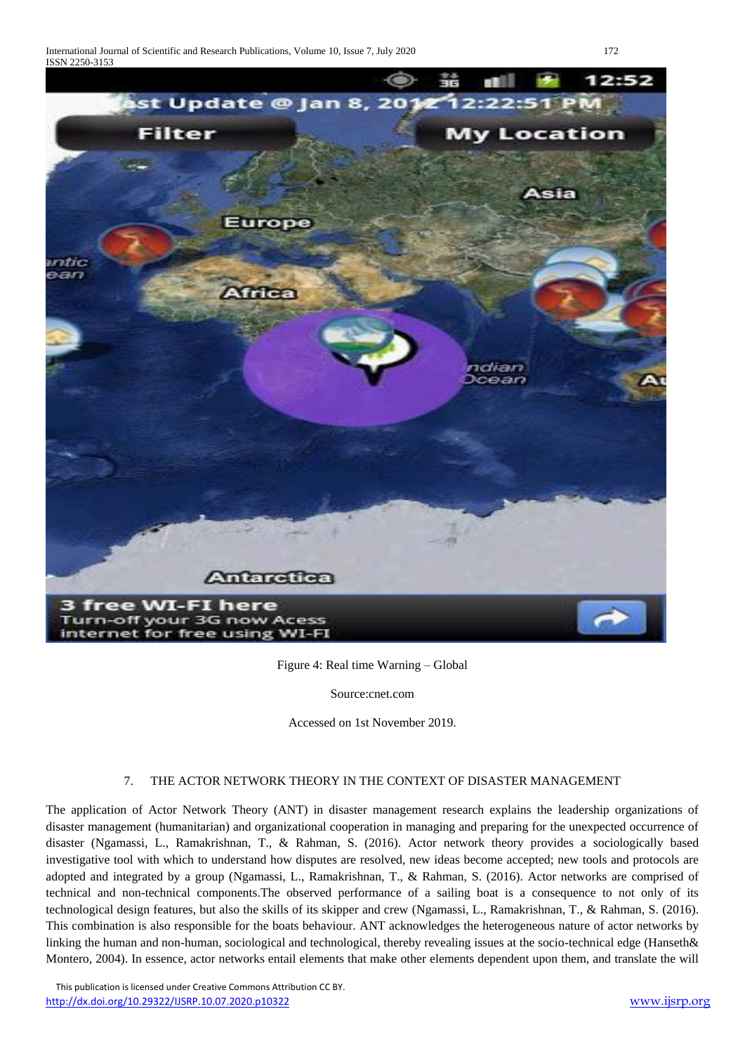Figure 4: Real time Warning – Global

Source:cnet.com

Accessed on 1st November 2019.

## 7. THE ACTOR NETWORK THEORY IN THE CONTEXT OF DISASTER MANAGEMENT

The application of Actor Network Theory (ANT) in disaster management research explains the leadership organizations of disaster management (humanitarian) and organizational cooperation in managing and preparing for the unexpected occurrence of disaster (Ngamassi, L., Ramakrishnan, T., & Rahman, S. (2016). Actor network theory provides a sociologically based investigative tool with which to understand how disputes are resolved, new ideas become accepted; new tools and protocols are adopted and integrated by a group (Ngamassi, L., Ramakrishnan, T., & Rahman, S. (2016). Actor networks are comprised of technical and non-technical components.The observed performance of a sailing boat is a consequence to not only of its technological design features, but also the skills of its skipper and crew (Ngamassi, L., Ramakrishnan, T., & Rahman, S. (2016). This combination is also responsible for the boats behaviour. ANT acknowledges the heterogeneous nature of actor networks by linking the human and non-human, sociological and technological, thereby revealing issues at the socio-technical edge (Hanseth& Montero, 2004). In essence, actor networks entail elements that make other elements dependent upon them, and translate the will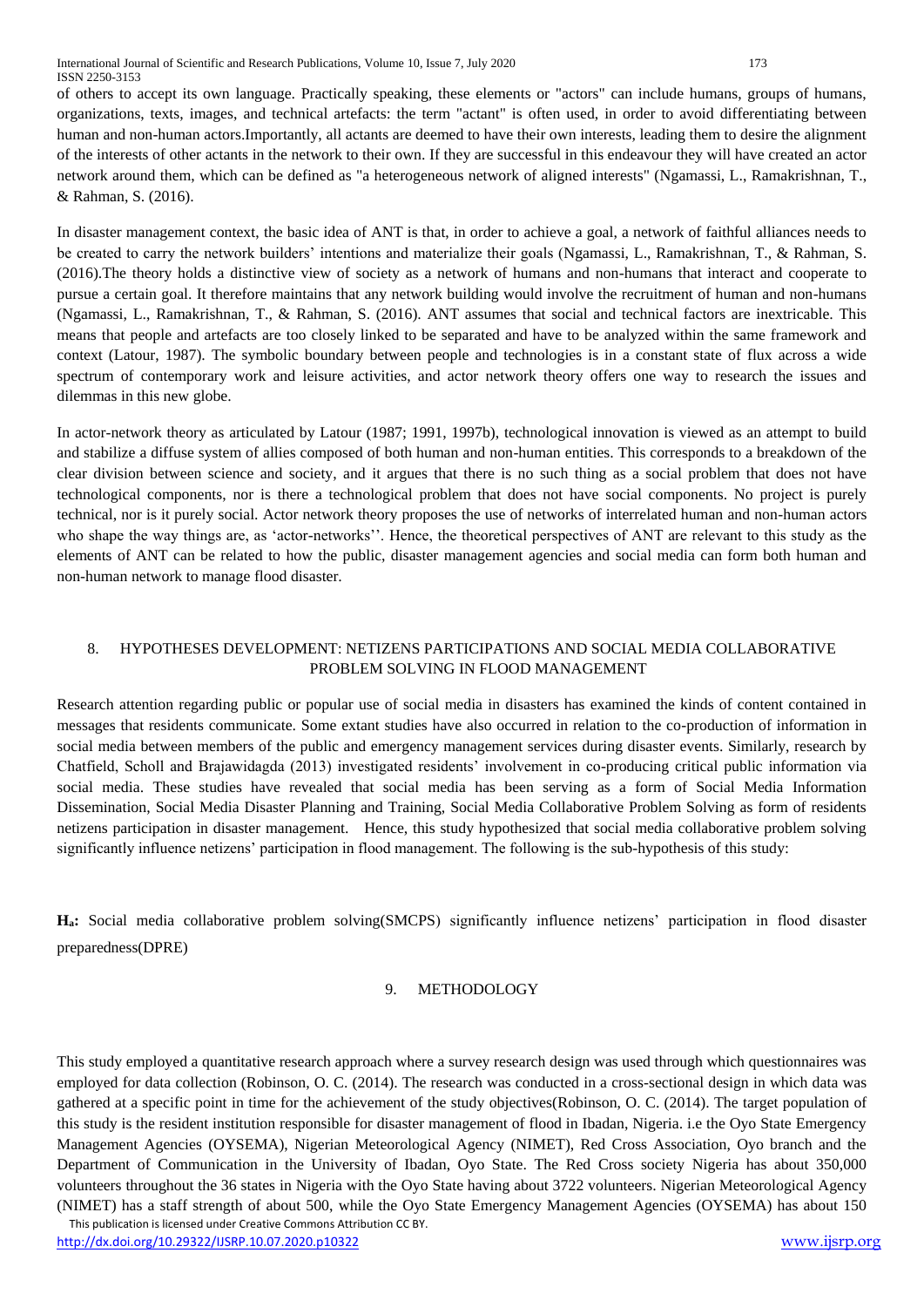of others to accept its own language. Practically speaking, these elements or "actors" can include humans, groups of humans, organizations, texts, images, and technical artefacts: the term "actant" is often used, in order to avoid differentiating between human and non-human actors.Importantly, all actants are deemed to have their own interests, leading them to desire the alignment of the interests of other actants in the network to their own. If they are successful in this endeavour they will have created an actor network around them, which can be defined as "a heterogeneous network of aligned interests" (Ngamassi, L., Ramakrishnan, T., & Rahman, S. (2016).

In disaster management context, the basic idea of ANT is that, in order to achieve a goal, a network of faithful alliances needs to be created to carry the network builders' intentions and materialize their goals (Ngamassi, L., Ramakrishnan, T., & Rahman, S. (2016).The theory holds a distinctive view of society as a network of humans and non-humans that interact and cooperate to pursue a certain goal. It therefore maintains that any network building would involve the recruitment of human and non-humans (Ngamassi, L., Ramakrishnan, T., & Rahman, S. (2016). ANT assumes that social and technical factors are inextricable. This means that people and artefacts are too closely linked to be separated and have to be analyzed within the same framework and context (Latour, 1987). The symbolic boundary between people and technologies is in a constant state of flux across a wide spectrum of contemporary work and leisure activities, and actor network theory offers one way to research the issues and dilemmas in this new globe.

In actor-network theory as articulated by Latour (1987; 1991, 1997b), technological innovation is viewed as an attempt to build and stabilize a diffuse system of allies composed of both human and non-human entities. This corresponds to a breakdown of the clear division between science and society, and it argues that there is no such thing as a social problem that does not have technological components, nor is there a technological problem that does not have social components. No project is purely technical, nor is it purely social. Actor network theory proposes the use of networks of interrelated human and non-human actors who shape the way things are, as 'actor-networks''. Hence, the theoretical perspectives of ANT are relevant to this study as the elements of ANT can be related to how the public, disaster management agencies and social media can form both human and non-human network to manage flood disaster.

## 8. HYPOTHESES DEVELOPMENT: NETIZENS PARTICIPATIONS AND SOCIAL MEDIA COLLABORATIVE PROBLEM SOLVING IN FLOOD MANAGEMENT

Research attention regarding public or popular use of social media in disasters has examined the kinds of content contained in messages that residents communicate. Some extant studies have also occurred in relation to the co-production of information in social media between members of the public and emergency management services during disaster events. Similarly, research by Chatfield, Scholl and Brajawidagda (2013) investigated residents' involvement in co-producing critical public information via social media. These studies have revealed that social media has been serving as a form of Social Media Information Dissemination, Social Media Disaster Planning and Training, Social Media Collaborative Problem Solving as form of residents netizens participation in disaster management. Hence, this study hypothesized that social media collaborative problem solving significantly influence netizens' participation in flood management. The following is the sub-hypothesis of this study:

**$H_a$:** Social media collaborative problem solving(SMCPS) significantly influence netizens' participation in flood disaster preparedness(DPRE)

## 9. METHODOLOGY

This study employed a quantitative research approach where a survey research design was used through which questionnaires was employed for data collection (Robinson, O. C. (2014). The research was conducted in a cross-sectional design in which data was gathered at a specific point in time for the achievement of the study objectives(Robinson, O. C. (2014). The target population of this study is the resident institution responsible for disaster management of flood in Ibadan, Nigeria. i.e the Oyo State Emergency Management Agencies (OYSEMA), Nigerian Meteorological Agency (NIMET), Red Cross Association, Oyo branch and the Department of Communication in the University of Ibadan, Oyo State. The Red Cross society Nigeria has about 350,000 volunteers throughout the 36 states in Nigeria with the Oyo State having about 3722 volunteers. Nigerian Meteorological Agency (NIMET) has a staff strength of about 500, while the Oyo State Emergency Management Agencies (OYSEMA) has about 150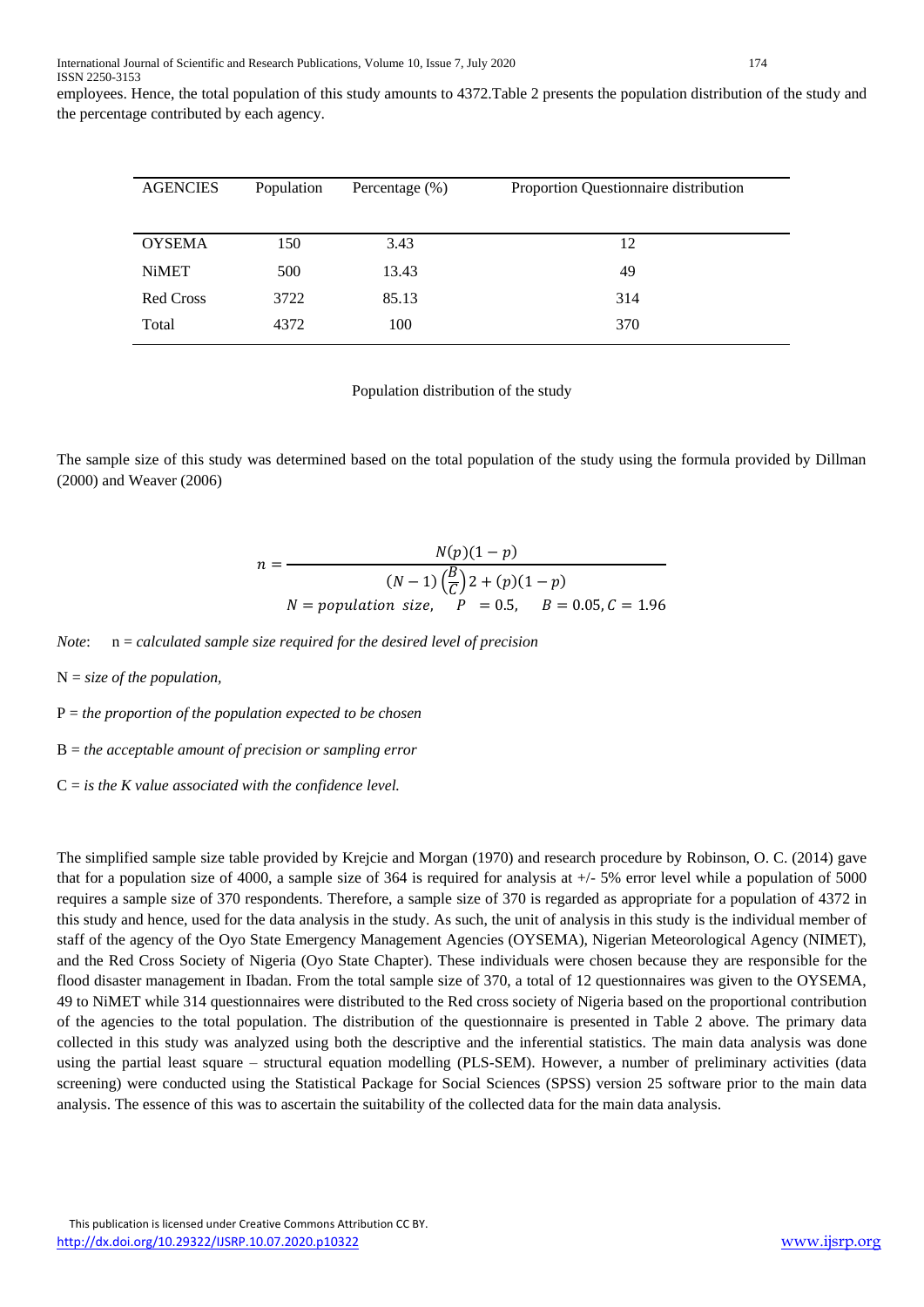employees. Hence, the total population of this study amounts to 4372.Table 2 presents the population distribution of the study and the percentage contributed by each agency.

| AGENCIES | Population | Percentage (%) | Proportion Questionnaire distribution |
|---|---|---|---|
| OYSEMA | 150 | 3.43 | 12 |
| NiMET | 500 | 13.43 | 49 |
| Red Cross | 3722 | 85.13 | 314 |
| Total | 4372 | 100 | 370 |

Population distribution of the study

The sample size of this study was determined based on the total population of the study using the formula provided by Dillman (2000) and Weaver (2006)

$$n = \frac{N(p)(1-p)}{(N-1)\left(\frac{B}{C}\right)2 + (p)(1-p)}$$

$$N = population\ size, \quad P = 0.5, \quad B = 0.05, C = 1.96$$

*Note*: n = *calculated sample size required for the desired level of precision*

N = *size of the population,*

P = *the proportion of the population expected to be chosen*

B = *the acceptable amount of precision or sampling error*

C = *is the K value associated with the confidence level.*

The simplified sample size table provided by Krejcie and Morgan (1970) and research procedure by Robinson, O. C. (2014) gave that for a population size of 4000, a sample size of 364 is required for analysis at +/- 5% error level while a population of 5000 requires a sample size of 370 respondents. Therefore, a sample size of 370 is regarded as appropriate for a population of 4372 in this study and hence, used for the data analysis in the study. As such, the unit of analysis in this study is the individual member of staff of the agency of the Oyo State Emergency Management Agencies (OYSEMA), Nigerian Meteorological Agency (NIMET), and the Red Cross Society of Nigeria (Oyo State Chapter). These individuals were chosen because they are responsible for the flood disaster management in Ibadan. From the total sample size of 370, a total of 12 questionnaires was given to the OYSEMA, 49 to NiMET while 314 questionnaires were distributed to the Red cross society of Nigeria based on the proportional contribution of the agencies to the total population. The distribution of the questionnaire is presented in Table 2 above. The primary data collected in this study was analyzed using both the descriptive and the inferential statistics. The main data analysis was done using the partial least square – structural equation modelling (PLS-SEM). However, a number of preliminary activities (data screening) were conducted using the Statistical Package for Social Sciences (SPSS) version 25 software prior to the main data analysis. The essence of this was to ascertain the suitability of the collected data for the main data analysis.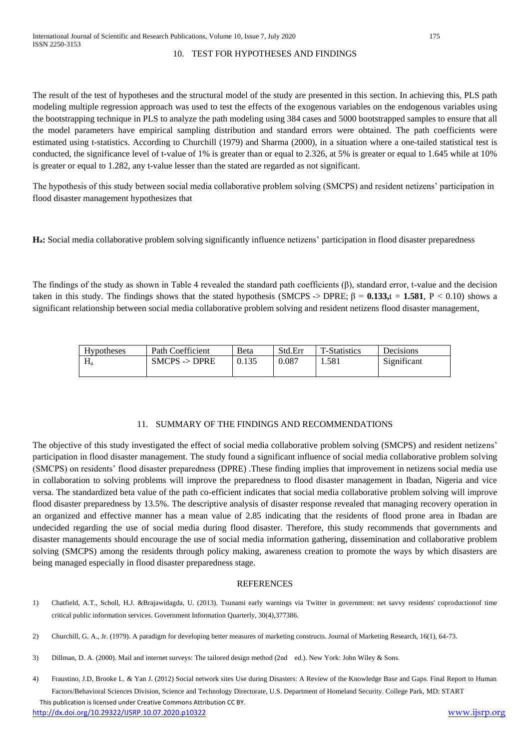## 10. TEST FOR HYPOTHESES AND FINDINGS

The result of the test of hypotheses and the structural model of the study are presented in this section. In achieving this, PLS path modeling multiple regression approach was used to test the effects of the exogenous variables on the endogenous variables using the bootstrapping technique in PLS to analyze the path modeling using 384 cases and 5000 bootstrapped samples to ensure that all the model parameters have empirical sampling distribution and standard errors were obtained. The path coefficients were estimated using t-statistics. According to Churchill (1979) and Sharma (2000), in a situation where a one-tailed statistical test is conducted, the significance level of t-value of 1% is greater than or equal to 2.326, at 5% is greater or equal to 1.645 while at 10% is greater or equal to 1.282, any t-value lesser than the stated are regarded as not significant.

The hypothesis of this study between social media collaborative problem solving (SMCPS) and resident netizens' participation in flood disaster management hypothesizes that

**$H_a$:** Social media collaborative problem solving significantly influence netizens' participation in flood disaster preparedness

The findings of the study as shown in Table 4 revealed the standard path coefficients (β), standard error, t-value and the decision taken in this study. The findings shows that the stated hypothesis (SMCPS -> DPRE; β = **0.133,**t = **1.581**, $P < 0.10$) shows a significant relationship between social media collaborative problem solving and resident netizens flood disaster management,

| Hypotheses | Path Coefficient | Beta | Std.Err | T-Statistics | Decisions |
|---|---|---|---|---|---|
| $H_a$ | SMCPS -> DPRE | 0.135 | 0.087 | 1.581 | Significant |

## 11. SUMMARY OF THE FINDINGS AND RECOMMENDATIONS

The objective of this study investigated the effect of social media collaborative problem solving (SMCPS) and resident netizens' participation in flood disaster management. The study found a significant influence of social media collaborative problem solving (SMCPS) on residents' flood disaster preparedness (DPRE) .These finding implies that improvement in netizens social media use in collaboration to solving problems will improve the preparedness to flood disaster management in Ibadan, Nigeria and vice versa. The standardized beta value of the path co-efficient indicates that social media collaborative problem solving will improve flood disaster preparedness by 13.5%. The descriptive analysis of disaster response revealed that managing recovery operation in an organized and effective manner has a mean value of 2.85 indicating that the residents of flood prone area in Ibadan are undecided regarding the use of social media during flood disaster. Therefore, this study recommends that governments and disaster managements should encourage the use of social media information gathering, dissemination and collaborative problem solving (SMCPS) among the residents through policy making, awareness creation to promote the ways by which disasters are being managed especially in flood disaster preparedness stage.

## REFERENCES

1) Chatfield, A.T., Scholl, H.J. &Brajawidagda, U. (2013). Tsunami early warnings via Twitter in government: net savvy residents' coproductionof time critical public information services. Government Information Quarterly, 30(4),377386.
2) Churchill, G. A., Jr. (1979). A paradigm for developing better measures of marketing constructs. Journal of Marketing Research, 16(1), 64-73.
3) Dillman, D. A. (2000). Mail and internet surveys: The tailored design method (2nd ed.). New York: John Wiley & Sons.
4) Fraustino, J.D, Brooke L. & Yan J. (2012) Social network sites Use during Disasters: A Review of the Knowledge Base and Gaps. Final Report to Human Factors/Behavioral Sciences Division, Science and Technology Directorate, U.S. Department of Homeland Security. College Park, MD: START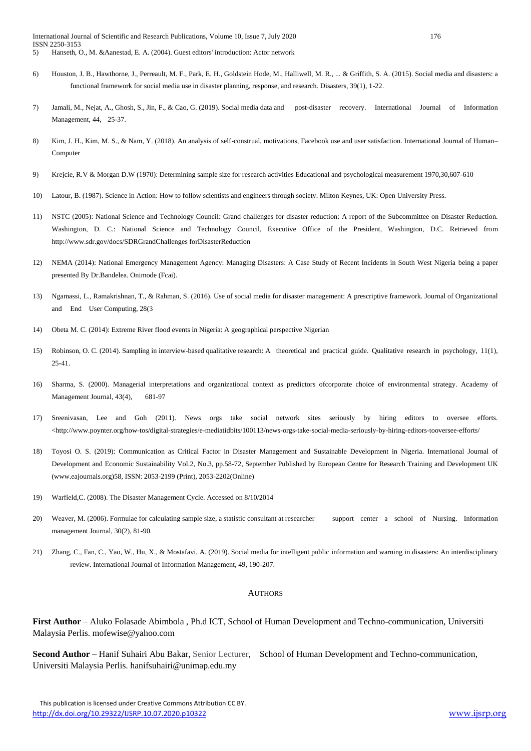5) Hanseth, O., M. &Aanestad, E. A. (2004). Guest editors' introduction: Actor network

6) Houston, J. B., Hawthorne, J., Perreault, M. F., Park, E. H., Goldstein Hode, M., Halliwell, M. R., ... & Griffith, S. A. (2015). Social media and disasters: a functional framework for social media use in disaster planning, response, and research. Disasters, 39(1), 1-22.

7) Jamali, M., Nejat, A., Ghosh, S., Jin, F., & Cao, G. (2019). Social media data and post-disaster recovery. International Journal of Information Management, 44, 25-37.

8) Kim, J. H., Kim, M. S., & Nam, Y. (2018). An analysis of self-construal, motivations, Facebook use and user satisfaction. International Journal of Human–Computer

9) Krejcie, R.V & Morgan D.W (1970): Determining sample size for research activities Educational and psychological measurement 1970,30,607-610

10) Latour, B. (1987). Science in Action: How to follow scientists and engineers through society. Milton Keynes, UK: Open University Press.

11) NSTC (2005): National Science and Technology Council: Grand challenges for disaster reduction: A report of the Subcommittee on Disaster Reduction. Washington, D. C.: National Science and Technology Council, Executive Office of the President, Washington, D.C. Retrieved from http://www.sdr.gov/docs/SDRGrandChallenges forDisasterReduction

12) NEMA (2014): National Emergency Management Agency: Managing Disasters: A Case Study of Recent Incidents in South West Nigeria being a paper presented By Dr.Bandelea. Onimode (Fcai).

13) Ngamassi, L., Ramakrishnan, T., & Rahman, S. (2016). Use of social media for disaster management: A prescriptive framework. Journal of Organizational and End User Computing, 28(3

14) Obeta M. C. (2014): Extreme River flood events in Nigeria: A geographical perspective Nigerian

15) Robinson, O. C. (2014). Sampling in interview-based qualitative research: A theoretical and practical guide. Qualitative research in psychology, 11(1), 25-41.

16) Sharma, S. (2000). Managerial interpretations and organizational context as predictors ofcorporate choice of environmental strategy. Academy of Management Journal, 43(4), 681-97

17) Sreenivasan, Lee and Goh (2011). News orgs take social network sites seriously by hiring editors to oversee efforts. <http://www.poynter.org/how-tos/digital-strategies/e-mediatidbits/100113/news-orgs-take-social-media-seriously-by-hiring-editors-tooversee-efforts/

18) Toyosi O. S. (2019): Communication as Critical Factor in Disaster Management and Sustainable Development in Nigeria. International Journal of Development and Economic Sustainability Vol.2, No.3, pp.58-72, September Published by European Centre for Research Training and Development UK (www.eajournals.org)58, ISSN: 2053-2199 (Print), 2053-2202(Online)

19) Warfield,C. (2008). The Disaster Management Cycle. Accessed on 8/10/2014

20) Weaver, M. (2006). Formulae for calculating sample size, a statistic consultant at researcher support center a school of Nursing. Information management Journal, 30(2), 81-90.

21) Zhang, C., Fan, C., Yao, W., Hu, X., & Mostafavi, A. (2019). Social media for intelligent public information and warning in disasters: An interdisciplinary review. International Journal of Information Management, 49, 190-207.

## AUTHORS

**First Author** – Aluko Folasade Abimbola , Ph.d ICT, School of Human Development and Techno-communication, Universiti Malaysia Perlis. mofewise@yahoo.com

**Second Author** – Hanif Suhairi Abu Bakar, Senior Lecturer, School of Human Development and Techno-communication, Universiti Malaysia Perlis. hanifsuhairi@unimap.edu.my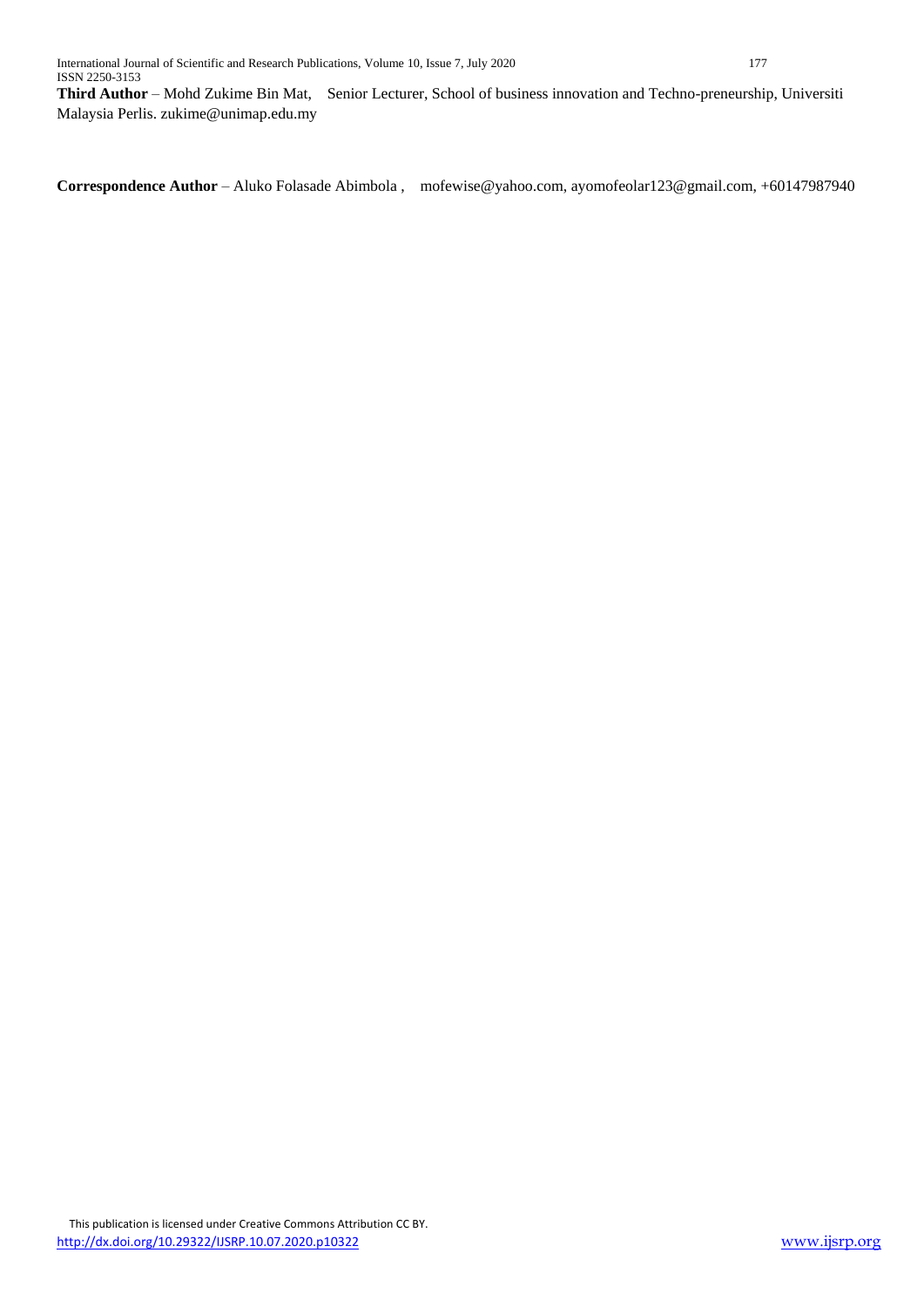**Third Author** – Mohd Zukime Bin Mat, Senior Lecturer, School of business innovation and Techno-preneurship, Universiti Malaysia Perlis. zukime@unimap.edu.my

**Correspondence Author** – Aluko Folasade Abimbola , mofewise@yahoo.com, ayomofeolar123@gmail.com, +60147987940